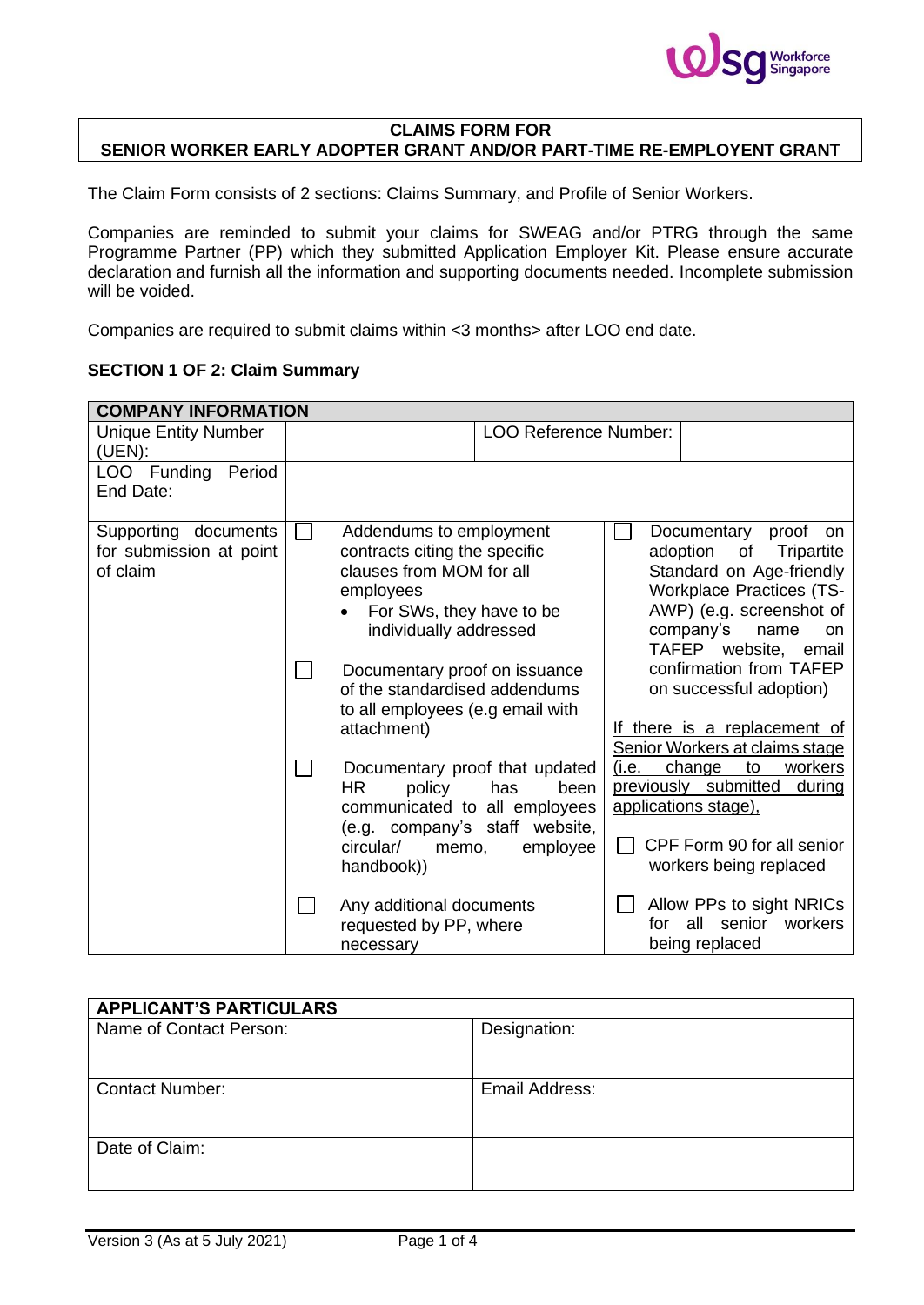**CLAIMS FORM FOR**
**SENIOR WORKER EARLY ADOPTER GRANT AND/OR PART-TIME RE-EMPLOYENT GRANT**

The Claim Form consists of 2 sections: Claims Summary, and Profile of Senior Workers.

Companies are reminded to submit your claims for SWEAG and/or PTRG through the same Programme Partner (PP) which they submitted Application Employer Kit. Please ensure accurate declaration and furnish all the information and supporting documents needed. Incomplete submission will be voided.

Companies are required to submit claims within <3 months> after LOO end date.

**SECTION 1 OF 2: Claim Summary**

| **COMPANY INFORMATION** | | | |
|---|---|---|---|
| Unique Entity Number (UEN): | | LOO Reference Number: | |
| LOO Funding Period End Date: | | | |
| Supporting documents for submission at point of claim | ☐ Addendums to employment contracts citing the specific clauses from MOM for all employees<br>• For SWs, they have to be individually addressed<br><br>☐ Documentary proof on issuance of the standardised addendums to all employees (e.g email with attachment)<br><br>☐ Documentary proof that updated HR policy has been communicated to all employees (e.g. company's staff website, circular/ memo, employee handbook))<br><br>☐ Any additional documents requested by PP, where necessary | | ☐ Documentary proof on adoption of Tripartite Standard on Age-friendly Workplace Practices (TS-AWP) (e.g. screenshot of company's name on TAFEP website, email confirmation from TAFEP on successful adoption)<br><br><u>If there is a replacement of Senior Workers at claims stage (i.e. change to workers previously submitted during applications stage),</u><br><br>☐ CPF Form 90 for all senior workers being replaced<br><br>☐ Allow PPs to sight NRICs for all senior workers being replaced |

| **APPLICANT'S PARTICULARS** | |
|---|---|
| Name of Contact Person: | Designation: |
| Contact Number: | Email Address: |
| Date of Claim: | |

Version 3 (As at 5 July 2021)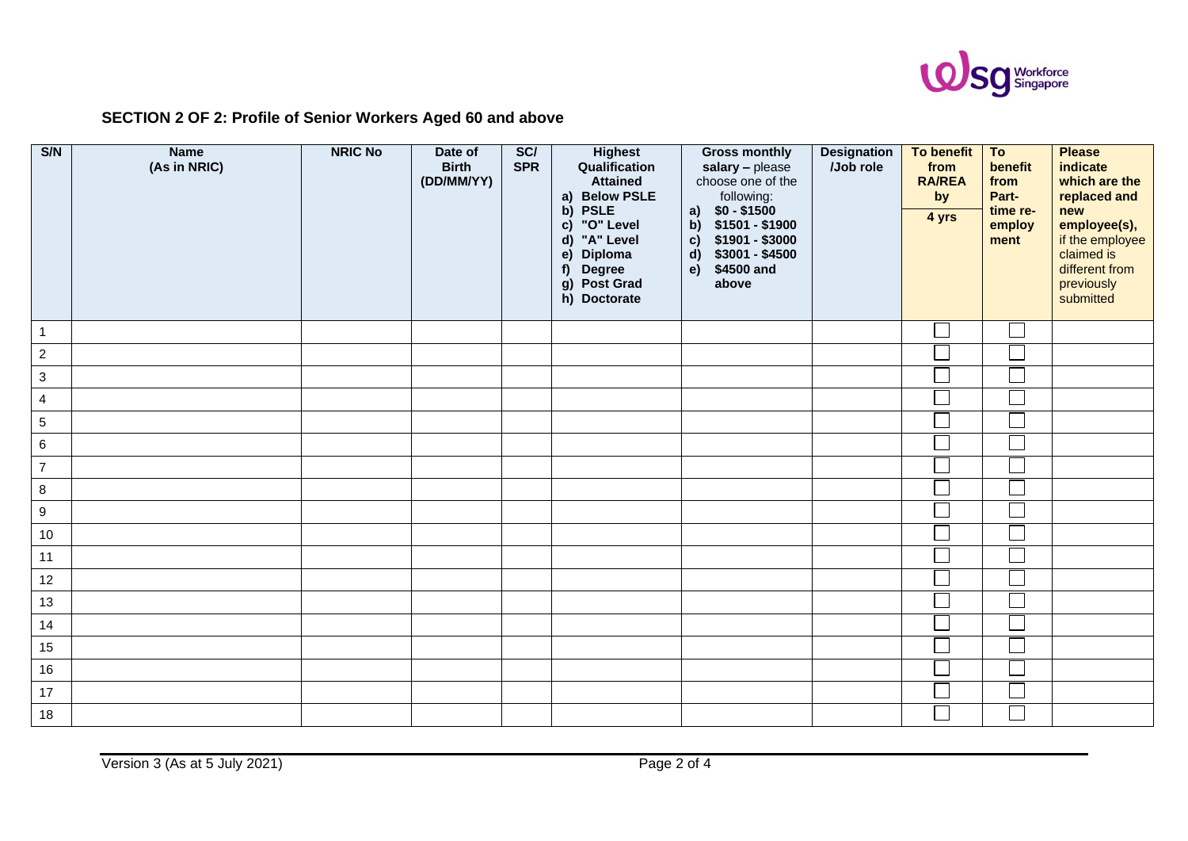## SECTION 2 OF 2: Profile of Senior Workers Aged 60 and above

| S/N | Name (As in NRIC) | NRIC No | Date of Birth (DD/MM/YY) | SC/ SPR | Highest Qualification Attained<br>a) Below PSLE<br>b) PSLE<br>c) "O" Level<br>d) "A" Level<br>e) Diploma<br>f) Degree<br>g) Post Grad<br>h) Doctorate | Gross monthly salary – please choose one of the following:<br>a) $0 - $1500<br>b) $1501 - $1900<br>c) $1901 - $3000<br>d) $3001 - $4500<br>e) $4500 and above | Designation /Job role | To benefit from RA/REA by 4 yrs | To benefit from Part-time re-employment | Please indicate which are the replaced and new employee(s), if the employee claimed is different from previously submitted |
|---|---|---|---|---|---|---|---|---|---|---|
| 1 | | | | | | | | ☐ | ☐ | |
| 2 | | | | | | | | ☐ | ☐ | |
| 3 | | | | | | | | ☐ | ☐ | |
| 4 | | | | | | | | ☐ | ☐ | |
| 5 | | | | | | | | ☐ | ☐ | |
| 6 | | | | | | | | ☐ | ☐ | |
| 7 | | | | | | | | ☐ | ☐ | |
| 8 | | | | | | | | ☐ | ☐ | |
| 9 | | | | | | | | ☐ | ☐ | |
| 10 | | | | | | | | ☐ | ☐ | |
| 11 | | | | | | | | ☐ | ☐ | |
| 12 | | | | | | | | ☐ | ☐ | |
| 13 | | | | | | | | ☐ | ☐ | |
| 14 | | | | | | | | ☐ | ☐ | |
| 15 | | | | | | | | ☐ | ☐ | |
| 16 | | | | | | | | ☐ | ☐ | |
| 17 | | | | | | | | ☐ | ☐ | |
| 18 | | | | | | | | ☐ | ☐ | |

Version 3 (As at 5 July 2021)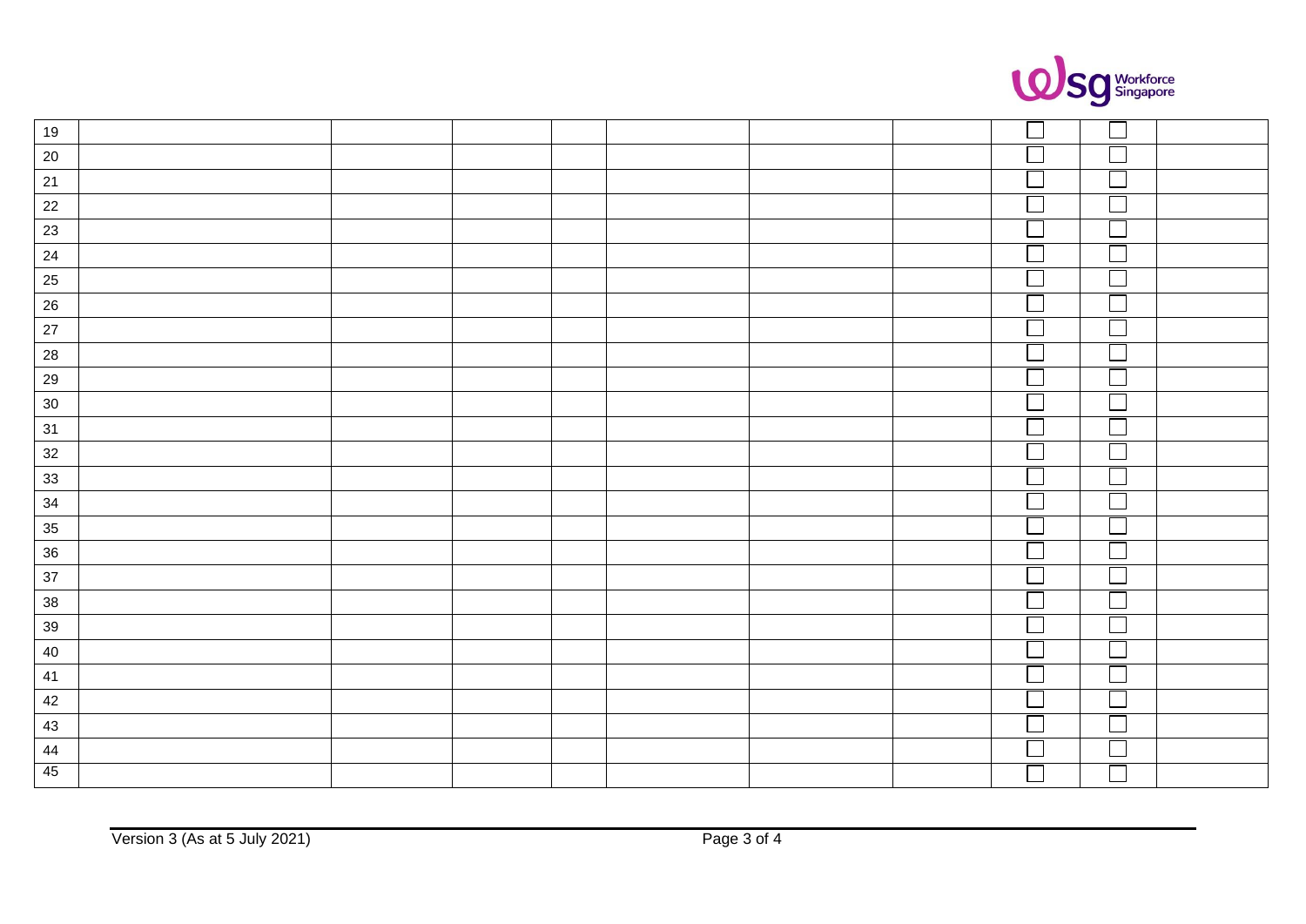| 19 | | | | | | | | ☐ | ☐ | |
|---|---|---|---|---|---|---|---|---|---|---|
| 20 | | | | | | | | ☐ | ☐ | |
| 21 | | | | | | | | ☐ | ☐ | |
| 22 | | | | | | | | ☐ | ☐ | |
| 23 | | | | | | | | ☐ | ☐ | |
| 24 | | | | | | | | ☐ | ☐ | |
| 25 | | | | | | | | ☐ | ☐ | |
| 26 | | | | | | | | ☐ | ☐ | |
| 27 | | | | | | | | ☐ | ☐ | |
| 28 | | | | | | | | ☐ | ☐ | |
| 29 | | | | | | | | ☐ | ☐ | |
| 30 | | | | | | | | ☐ | ☐ | |
| 31 | | | | | | | | ☐ | ☐ | |
| 32 | | | | | | | | ☐ | ☐ | |
| 33 | | | | | | | | ☐ | ☐ | |
| 34 | | | | | | | | ☐ | ☐ | |
| 35 | | | | | | | | ☐ | ☐ | |
| 36 | | | | | | | | ☐ | ☐ | |
| 37 | | | | | | | | ☐ | ☐ | |
| 38 | | | | | | | | ☐ | ☐ | |
| 39 | | | | | | | | ☐ | ☐ | |
| 40 | | | | | | | | ☐ | ☐ | |
| 41 | | | | | | | | ☐ | ☐ | |
| 42 | | | | | | | | ☐ | ☐ | |
| 43 | | | | | | | | ☐ | ☐ | |
| 44 | | | | | | | | ☐ | ☐ | |
| 45 | | | | | | | | ☐ | ☐ | |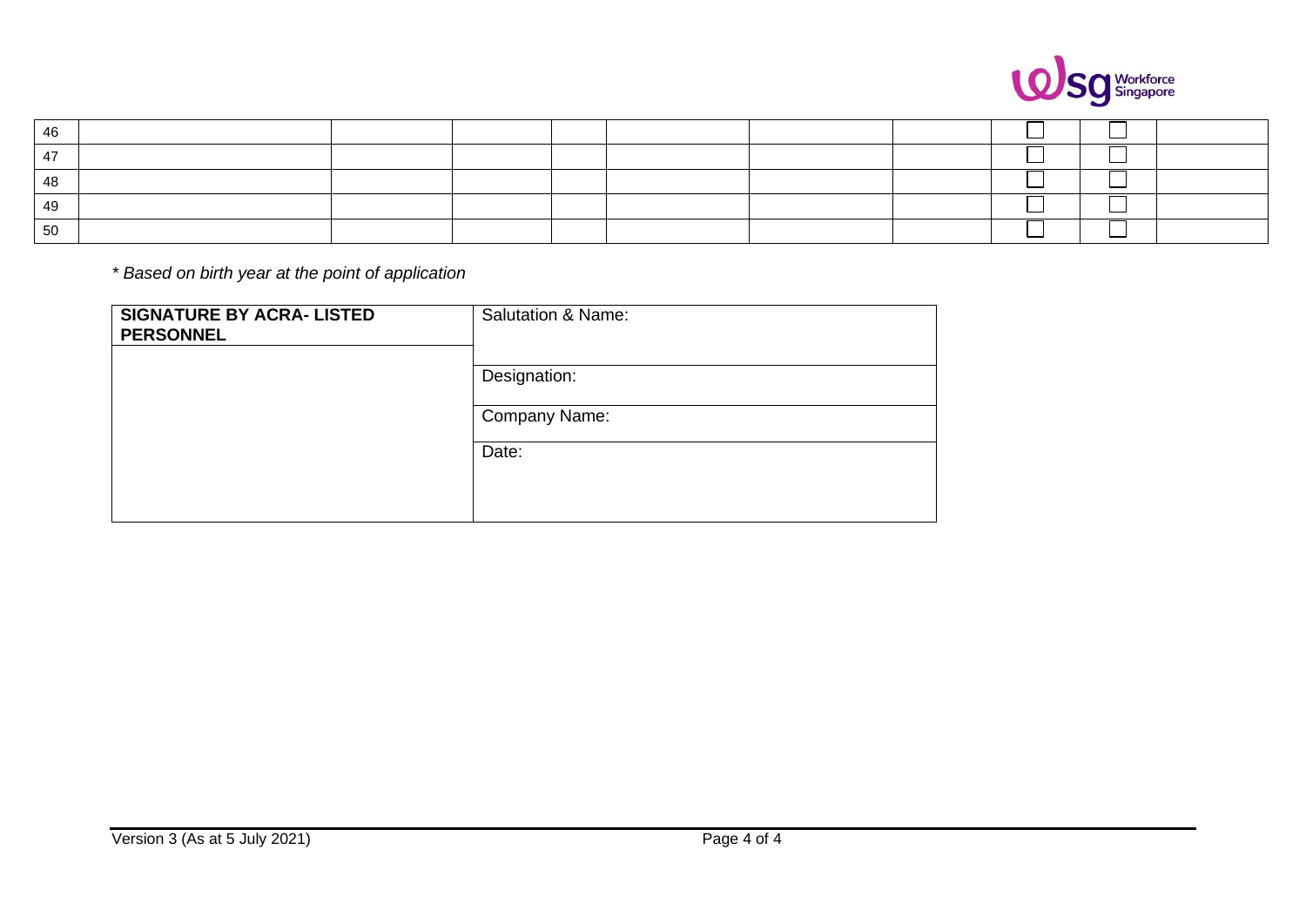| | | | | | | | | | | |
|---|---|---|---|---|---|---|---|---|---|---|
| 46 | | | | | | | | ☐ | ☐ | |
| 47 | | | | | | | | ☐ | ☐ | |
| 48 | | | | | | | | ☐ | ☐ | |
| 49 | | | | | | | | ☐ | ☐ | |
| 50 | | | | | | | | ☐ | ☐ | |

*\* Based on birth year at the point of application*

| **SIGNATURE BY ACRA- LISTED PERSONNEL** | Salutation & Name: |
|---|---|
| | Designation: |
| | Company Name: |
| | Date: |